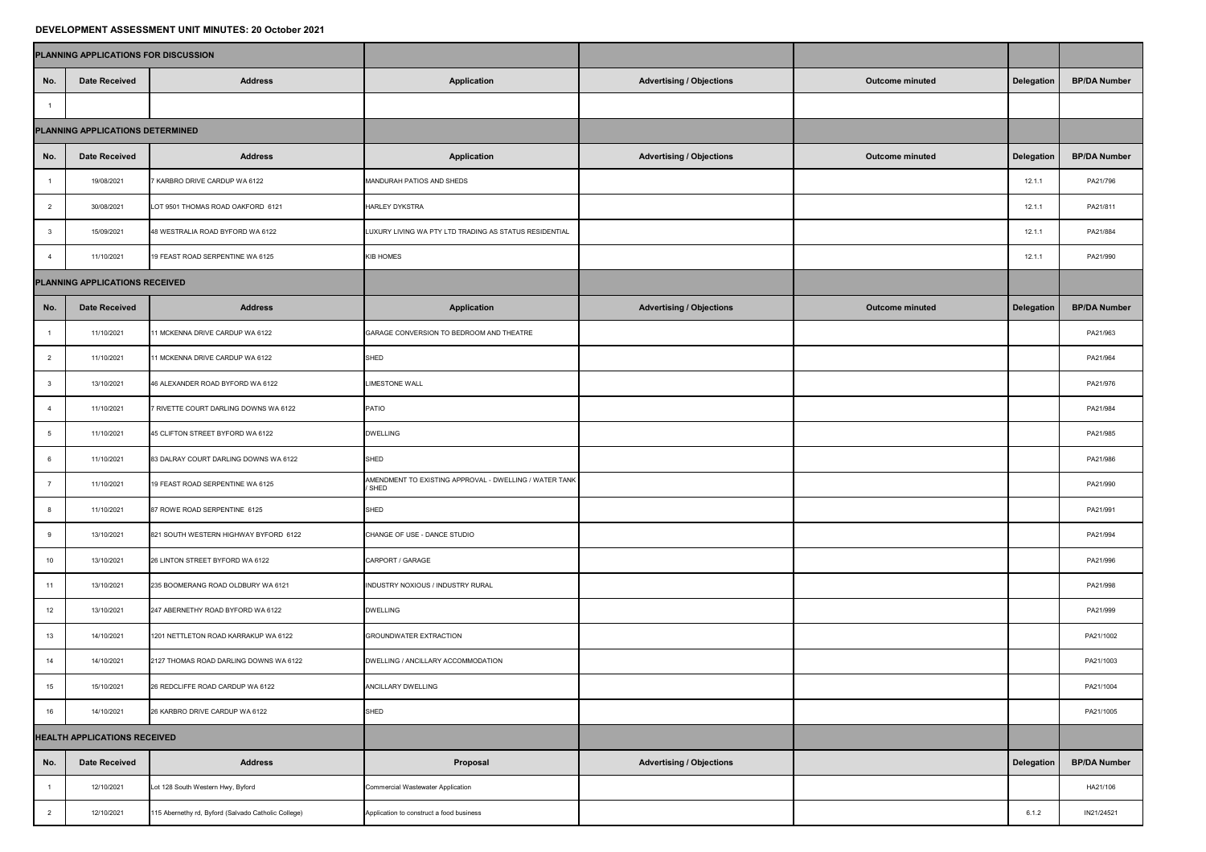## DEVELOPMENT ASSESSMENT UNIT MINUTES: 20 October 2021

| PLANNING APPLICATIONS FOR DISCUSSION | | | | | | | |
|---|---|---|---|---|---|---|---|
| **No.** | **Date Received** | **Address** | **Application** | **Advertising / Objections** | **Outcome minuted** | **Delegation** | **BP/DA Number** |
| 1 | | | | | | | |
| **PLANNING APPLICATIONS DETERMINED** | | | | | | | |
| **No.** | **Date Received** | **Address** | **Application** | **Advertising / Objections** | **Outcome minuted** | **Delegation** | **BP/DA Number** |
| 1 | 19/08/2021 | 7 KARBRO DRIVE CARDUP WA 6122 | MANDURAH PATIOS AND SHEDS | | | 12.1.1 | PA21/796 |
| 2 | 30/08/2021 | LOT 9501 THOMAS ROAD OAKFORD 6121 | HARLEY DYKSTRA | | | 12.1.1 | PA21/811 |
| 3 | 15/09/2021 | 48 WESTRALIA ROAD BYFORD WA 6122 | LUXURY LIVING WA PTY LTD TRADING AS STATUS RESIDENTIAL | | | 12.1.1 | PA21/884 |
| 4 | 11/10/2021 | 19 FEAST ROAD SERPENTINE WA 6125 | KIB HOMES | | | 12.1.1 | PA21/990 |
| **PLANNING APPLICATIONS RECEIVED** | | | | | | | |
| **No.** | **Date Received** | **Address** | **Application** | **Advertising / Objections** | **Outcome minuted** | **Delegation** | **BP/DA Number** |
| 1 | 11/10/2021 | 11 MCKENNA DRIVE CARDUP WA 6122 | GARAGE CONVERSION TO BEDROOM AND THEATRE | | | | PA21/963 |
| 2 | 11/10/2021 | 11 MCKENNA DRIVE CARDUP WA 6122 | SHED | | | | PA21/964 |
| 3 | 13/10/2021 | 46 ALEXANDER ROAD BYFORD WA 6122 | LIMESTONE WALL | | | | PA21/976 |
| 4 | 11/10/2021 | 7 RIVETTE COURT DARLING DOWNS WA 6122 | PATIO | | | | PA21/984 |
| 5 | 11/10/2021 | 45 CLIFTON STREET BYFORD WA 6122 | DWELLING | | | | PA21/985 |
| 6 | 11/10/2021 | 83 DALRAY COURT DARLING DOWNS WA 6122 | SHED | | | | PA21/986 |
| 7 | 11/10/2021 | 19 FEAST ROAD SERPENTINE WA 6125 | AMENDMENT TO EXISTING APPROVAL - DWELLING / WATER TANK / SHED | | | | PA21/990 |
| 8 | 11/10/2021 | 87 ROWE ROAD SERPENTINE 6125 | SHED | | | | PA21/991 |
| 9 | 13/10/2021 | 821 SOUTH WESTERN HIGHWAY BYFORD 6122 | CHANGE OF USE - DANCE STUDIO | | | | PA21/994 |
| 10 | 13/10/2021 | 26 LINTON STREET BYFORD WA 6122 | CARPORT / GARAGE | | | | PA21/996 |
| 11 | 13/10/2021 | 235 BOOMERANG ROAD OLDBURY WA 6121 | INDUSTRY NOXIOUS / INDUSTRY RURAL | | | | PA21/998 |
| 12 | 13/10/2021 | 247 ABERNETHY ROAD BYFORD WA 6122 | DWELLING | | | | PA21/999 |
| 13 | 14/10/2021 | 1201 NETTLETON ROAD KARRAKUP WA 6122 | GROUNDWATER EXTRACTION | | | | PA21/1002 |
| 14 | 14/10/2021 | 2127 THOMAS ROAD DARLING DOWNS WA 6122 | DWELLING / ANCILLARY ACCOMMODATION | | | | PA21/1003 |
| 15 | 15/10/2021 | 26 REDCLIFFE ROAD CARDUP WA 6122 | ANCILLARY DWELLING | | | | PA21/1004 |
| 16 | 14/10/2021 | 26 KARBRO DRIVE CARDUP WA 6122 | SHED | | | | PA21/1005 |
| **HEALTH APPLICATIONS RECEIVED** | | | | | | | |
| **No.** | **Date Received** | **Address** | **Proposal** | **Advertising / Objections** | | **Delegation** | **BP/DA Number** |
| 1 | 12/10/2021 | Lot 128 South Western Hwy, Byford | Commercial Wastewater Application | | | | HA21/106 |
| 2 | 12/10/2021 | 115 Abernethy rd, Byford (Salvado Catholic College) | Application to construct a food business | | | 6.1.2 | IN21/24521 |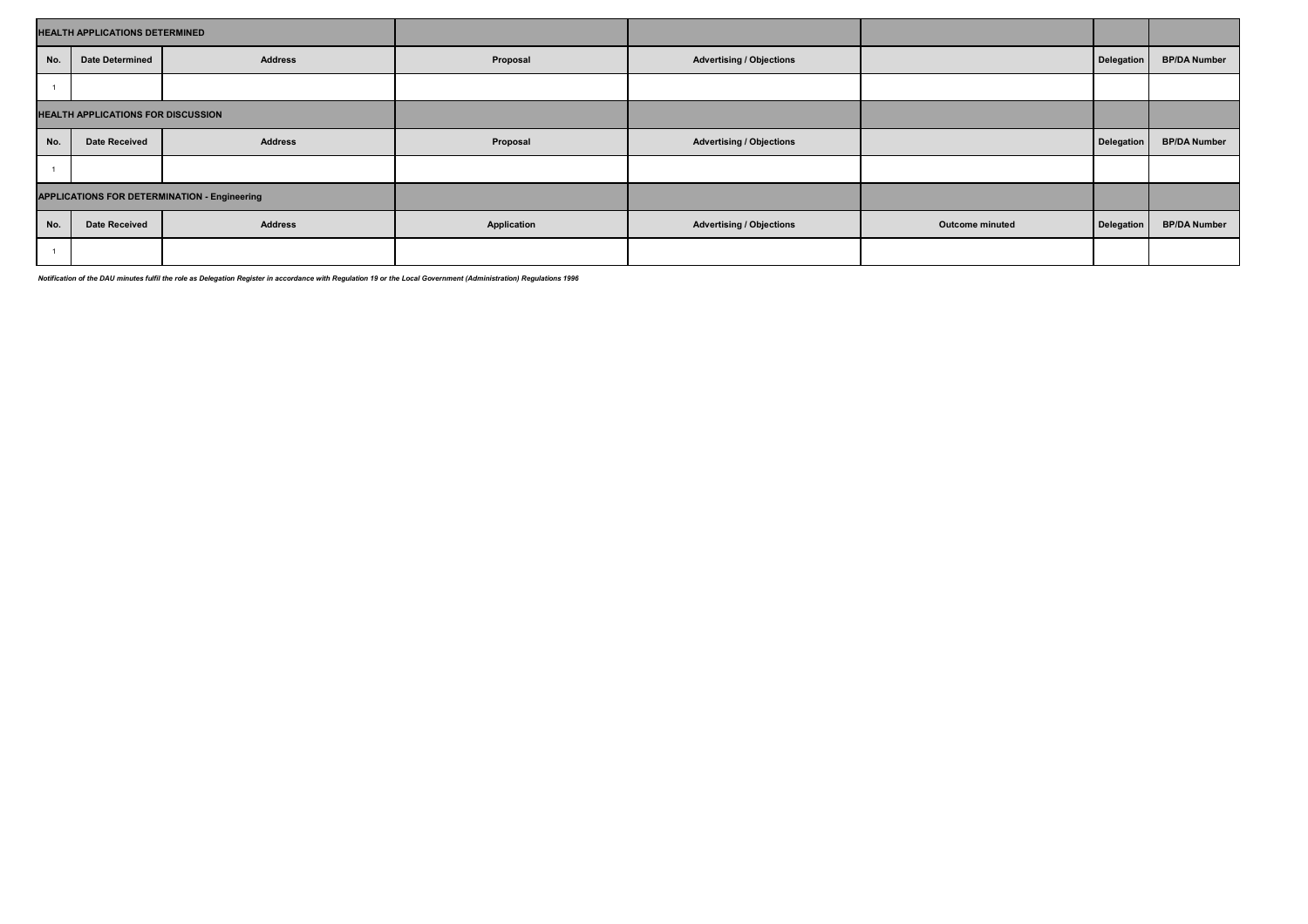| HEALTH APPLICATIONS DETERMINED | | | | | | | |
|---|---|---|---|---|---|---|---|
| No. | Date Determined | Address | Proposal | Advertising / Objections | | Delegation | BP/DA Number |
| 1 | | | | | | | |

| HEALTH APPLICATIONS FOR DISCUSSION | | | | | | | |
|---|---|---|---|---|---|---|---|
| No. | Date Received | Address | Proposal | Advertising / Objections | | Delegation | BP/DA Number |
| 1 | | | | | | | |

| APPLICATIONS FOR DETERMINATION - Engineering | | | | | | | |
|---|---|---|---|---|---|---|---|
| No. | Date Received | Address | Application | Advertising / Objections | Outcome minuted | Delegation | BP/DA Number |
| 1 | | | | | | | |

***Notification of the DAU minutes fulfil the role as Delegation Register in accordance with Regulation 19 or the Local Government (Administration) Regulations 1996***